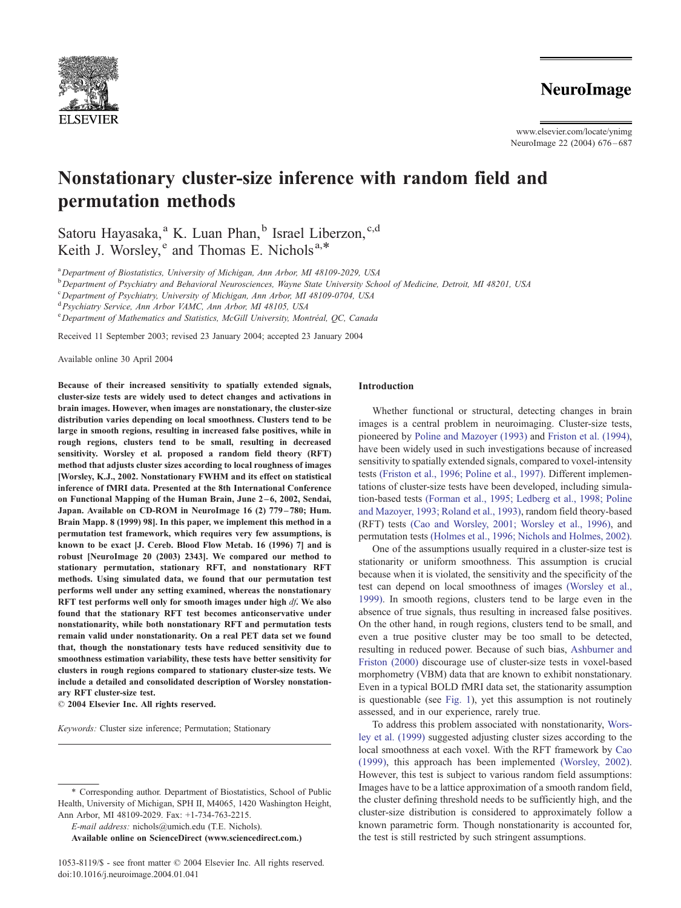# Nonstationary cluster-size inference with random field and permutation methods

Satoru Hayasaka,[a] K. Luan Phan,[b] Israel Liberzon,[c,d] Keith J. Worsley,[e] and Thomas E. Nichols[a,*]

[a] Department of Biostatistics, University of Michigan, Ann Arbor, MI 48109-2029, USA
[b] Department of Psychiatry and Behavioral Neurosciences, Wayne State University School of Medicine, Detroit, MI 48201, USA
[c] Department of Psychiatry, University of Michigan, Ann Arbor, MI 48109-0704, USA
[d] Psychiatry Service, Ann Arbor VAMC, Ann Arbor, MI 48105, USA
[e] Department of Mathematics and Statistics, McGill University, Montréal, QC, Canada

Received 11 September 2003; revised 23 January 2004; accepted 23 January 2004

Available online 30 April 2004

**Because of their increased sensitivity to spatially extended signals, cluster-size tests are widely used to detect changes and activations in brain images. However, when images are nonstationary, the cluster-size distribution varies depending on local smoothness. Clusters tend to be large in smooth regions, resulting in increased false positives, while in rough regions, clusters tend to be small, resulting in decreased sensitivity. Worsley et al. proposed a random field theory (RFT) method that adjusts cluster sizes according to local roughness of images [Worsley, K.J., 2002. Nonstationary FWHM and its effect on statistical inference of fMRI data. Presented at the 8th International Conference on Functional Mapping of the Human Brain, June 2–6, 2002, Sendai, Japan. Available on CD-ROM in NeuroImage 16 (2) 779–780; Hum. Brain Mapp. 8 (1999) 98]. In this paper, we implement this method in a permutation test framework, which requires very few assumptions, is known to be exact [J. Cereb. Blood Flow Metab. 16 (1996) 7] and is robust [NeuroImage 20 (2003) 2343]. We compared our method to stationary permutation, stationary RFT, and nonstationary RFT methods. Using simulated data, we found that our permutation test performs well under any setting examined, whereas the nonstationary RFT test performs well only for smooth images under high *df*. We also found that the stationary RFT test becomes anticonservative under nonstationarity, while both nonstationary RFT and permutation tests remain valid under nonstationarity. On a real PET data set we found that, though the nonstationary tests have reduced sensitivity due to smoothness estimation variability, these tests have better sensitivity for clusters in rough regions compared to stationary cluster-size tests. We include a detailed and consolidated description of Worsley nonstationary RFT cluster-size test.**
**© 2004 Elsevier Inc. All rights reserved.**

*Keywords:* Cluster size inference; Permutation; Stationary

\* Corresponding author. Department of Biostatistics, School of Public Health, University of Michigan, SPH II, M4065, 1420 Washington Height, Ann Arbor, MI 48109-2029. Fax: +1-734-763-2215.
*E-mail address:* nichols@umich.edu (T.E. Nichols).

## Introduction

Whether functional or structural, detecting changes in brain images is a central problem in neuroimaging. Cluster-size tests, pioneered by Poline and Mazoyer (1993) and Friston et al. (1994), have been widely used in such investigations because of increased sensitivity to spatially extended signals, compared to voxel-intensity tests (Friston et al., 1996; Poline et al., 1997). Different implementations of cluster-size tests have been developed, including simulation-based tests (Forman et al., 1995; Ledberg et al., 1998; Poline and Mazoyer, 1993; Roland et al., 1993), random field theory-based (RFT) tests (Cao and Worsley, 2001; Worsley et al., 1996), and permutation tests (Holmes et al., 1996; Nichols and Holmes, 2002).

One of the assumptions usually required in a cluster-size test is stationarity or uniform smoothness. This assumption is crucial because when it is violated, the sensitivity and the specificity of the test can depend on local smoothness of images (Worsley et al., 1999). In smooth regions, clusters tend to be large even in the absence of true signals, thus resulting in increased false positives. On the other hand, in rough regions, clusters tend to be small, and even a true positive cluster may be too small to be detected, resulting in reduced power. Because of such bias, Ashburner and Friston (2000) discourage use of cluster-size tests in voxel-based morphometry (VBM) data that are known to exhibit nonstationary. Even in a typical BOLD fMRI data set, the stationarity assumption is questionable (see Fig. 1), yet this assumption is not routinely assessed, and in our experience, rarely true.

To address this problem associated with nonstationarity, Worsley et al. (1999) suggested adjusting cluster sizes according to the local smoothness at each voxel. With the RFT framework by Cao (1999), this approach has been implemented (Worsley, 2002). However, this test is subject to various random field assumptions: Images have to be a lattice approximation of a smooth random field, the cluster defining threshold needs to be sufficiently high, and the cluster-size distribution is considered to approximately follow a known parametric form. Though nonstationarity is accounted for, the test is still restricted by such stringent assumptions.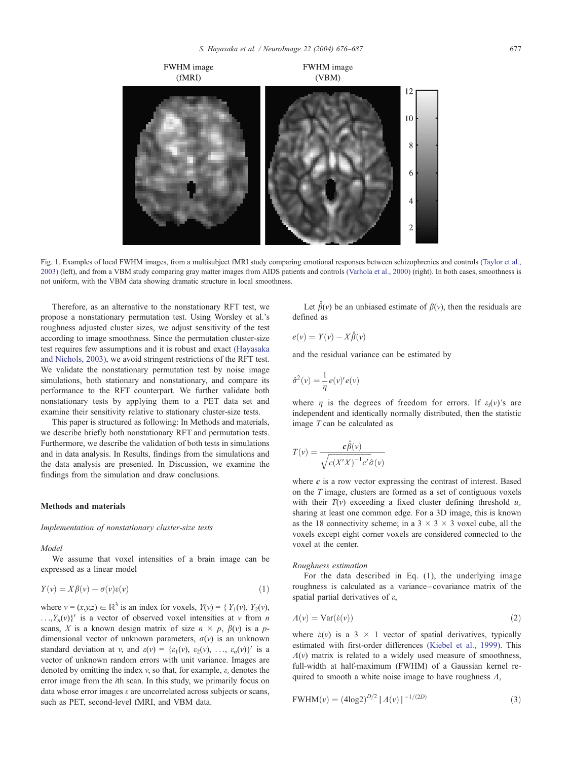Fig. 1. Examples of local FWHM images, from a multisubject fMRI study comparing emotional responses between schizophrenics and controls (Taylor et al., 2003) (left), and from a VBM study comparing gray matter images from AIDS patients and controls (Varhola et al., 2000) (right). In both cases, smoothness is not uniform, with the VBM data showing dramatic structure in local smoothness.

Therefore, as an alternative to the nonstationary RFT test, we propose a nonstationary permutation test. Using Worsley et al.'s roughness adjusted cluster sizes, we adjust sensitivity of the test according to image smoothness. Since the permutation cluster-size test requires few assumptions and it is robust and exact (Hayasaka and Nichols, 2003), we avoid stringent restrictions of the RFT test. We validate the nonstationary permutation test by noise image simulations, both stationary and nonstationary, and compare its performance to the RFT counterpart. We further validate both nonstationary tests by applying them to a PET data set and examine their sensitivity relative to stationary cluster-size tests.

This paper is structured as following: In Methods and materials, we describe briefly both nonstationary RFT and permutation tests. Furthermore, we describe the validation of both tests in simulations and in data analysis. In Results, findings from the simulations and the data analysis are presented. In Discussion, we examine the findings from the simulation and draw conclusions.

## Methods and materials

### Implementation of nonstationary cluster-size tests

#### Model

We assume that voxel intensities of a brain image can be expressed as a linear model

$$Y(v) = X\beta(v) + \sigma(v)\varepsilon(v) \tag{1}$$

where $v = (x,y,z) \in \mathbb{R}^3$ is an index for voxels, $Y(v) = \{Y_1(v), Y_2(v), \ldots, Y_n(v)\}'$ is a vector of observed voxel intensities at $v$ from $n$ scans, $X$ is a known design matrix of size $n \times p$, $\beta(v)$ is a $p$-dimensional vector of unknown parameters, $\sigma(v)$ is an unknown standard deviation at $v$, and $\varepsilon(v) = \{\varepsilon_1(v), \varepsilon_2(v), \ldots, \varepsilon_n(v)\}'$ is a vector of unknown random errors with unit variance. Images are denoted by omitting the index $v$, so that, for example, $\varepsilon_i$ denotes the error image from the $i$th scan. In this study, we primarily focus on data whose error images $\varepsilon$ are uncorrelated across subjects or scans, such as PET, second-level fMRI, and VBM data.

Let $\hat{\beta}(v)$ be an unbiased estimate of $\beta(v)$, then the residuals are defined as

$$e(v) = Y(v) - X\hat{\beta}(v)$$

and the residual variance can be estimated by

$$\hat{\sigma}^2(v) = \frac{1}{\eta} e(v)' e(v)$$

where $\eta$ is the degrees of freedom for errors. If $\varepsilon_i(v)$'s are independent and identically normally distributed, then the statistic image $T$ can be calculated as

$$T(v) = \frac{\boldsymbol{c}\hat{\beta}(v)}{\sqrt{c(X'X)^{-1}c'}\,\hat{\sigma}(v)}$$

where $\boldsymbol{c}$ is a row vector expressing the contrast of interest. Based on the $T$ image, clusters are formed as a set of contiguous voxels with their $T(v)$ exceeding a fixed cluster defining threshold $u_c$ sharing at least one common edge. For a 3D image, this is known as the 18 connectivity scheme; in a $3 \times 3 \times 3$ voxel cube, all the voxels except eight corner voxels are considered connected to the voxel at the center.

#### Roughness estimation

For the data described in Eq. (1), the underlying image roughness is calculated as a variance–covariance matrix of the spatial partial derivatives of $\varepsilon$,

$$\Lambda(v) = \mathrm{Var}(\dot{\varepsilon}(v)) \tag{2}$$

where $\dot{\varepsilon}(v)$ is a $3 \times 1$ vector of spatial derivatives, typically estimated with first-order differences (Kiebel et al., 1999). This $\Lambda(v)$ matrix is related to a widely used measure of smoothness, full-width at half-maximum (FWHM) of a Gaussian kernel required to smooth a white noise image to have roughness $\Lambda$,

$$\mathrm{FWHM}(v) = (4\log 2)^{D/2} \,|\Lambda(v)|^{-1/(2D)} \tag{3}$$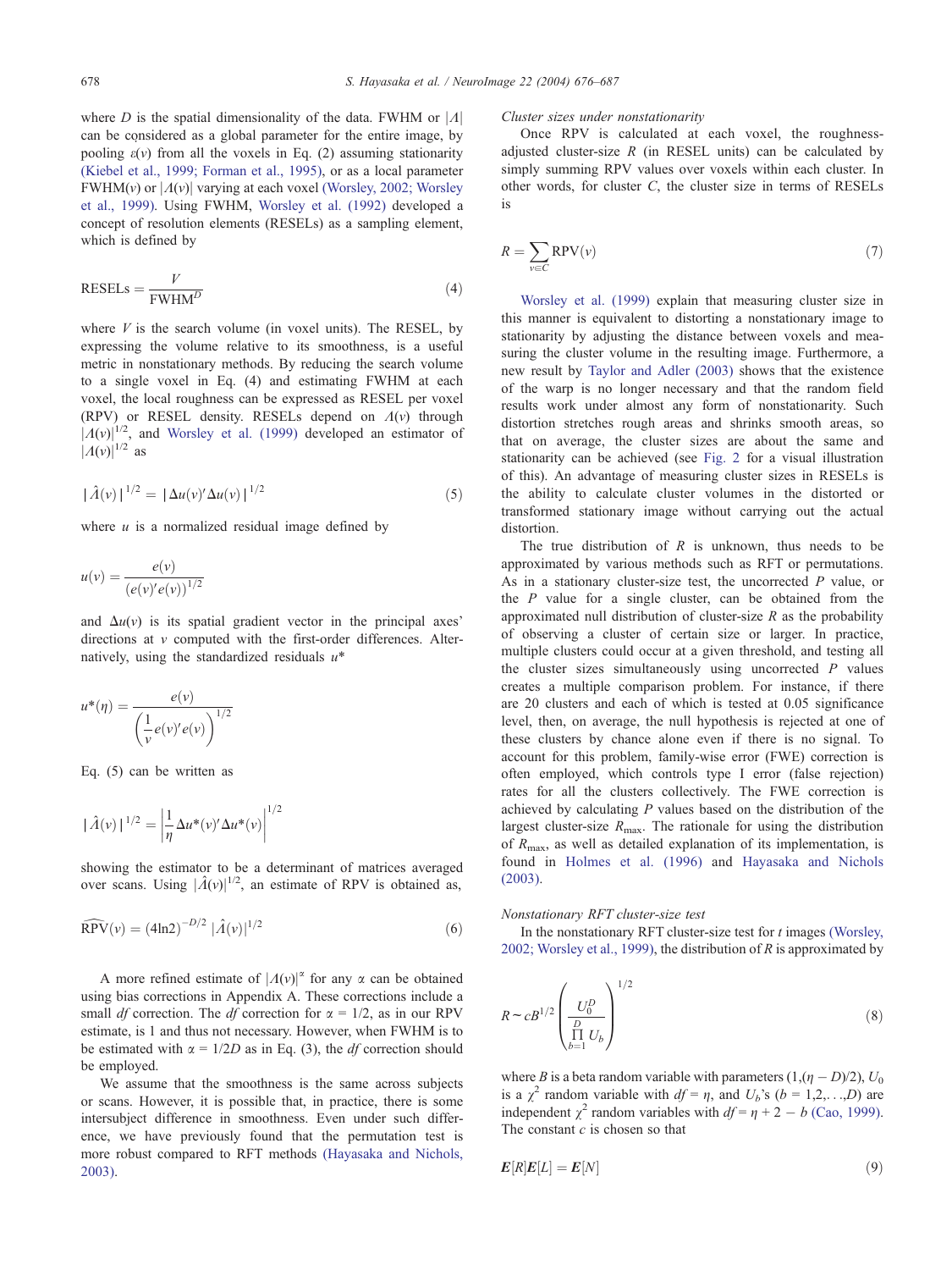where $D$ is the spatial dimensionality of the data. FWHM or $|\Lambda|$ can be considered as a global parameter for the entire image, by pooling $\varepsilon(v)$ from all the voxels in Eq. (2) assuming stationarity (Kiebel et al., 1999; Forman et al., 1995), or as a local parameter FWHM($v$) or $|\Lambda(v)|$ varying at each voxel (Worsley, 2002; Worsley et al., 1999). Using FWHM, Worsley et al. (1992) developed a concept of resolution elements (RESELs) as a sampling element, which is defined by

$$\text{RESELs} = \frac{V}{\text{FWHM}^D} \tag{4}$$

where $V$ is the search volume (in voxel units). The RESEL, by expressing the volume relative to its smoothness, is a useful metric in nonstationary methods. By reducing the search volume to a single voxel in Eq. (4) and estimating FWHM at each voxel, the local roughness can be expressed as RESEL per voxel (RPV) or RESEL density. RESELs depend on $\Lambda(v)$ through $|\Lambda(v)|^{1/2}$, and Worsley et al. (1999) developed an estimator of $|\Lambda(v)|^{1/2}$ as

$$|\hat{\Lambda}(v)|^{1/2} = |\Delta u(v)'\Delta u(v)|^{1/2} \tag{5}$$

where $u$ is a normalized residual image defined by

$$u(v) = \frac{e(v)}{(e(v)'e(v))^{1/2}}$$

and $\Delta u(v)$ is its spatial gradient vector in the principal axes' directions at $v$ computed with the first-order differences. Alternatively, using the standardized residuals $u^*$

$$u^*(\eta) = \frac{e(v)}{\left(\frac{1}{v}e(v)'e(v)\right)^{1/2}}$$

Eq. (5) can be written as

$$|\hat{\Lambda}(v)|^{1/2} = \left|\frac{1}{\eta}\Delta u^*(v)'\Delta u^*(v)\right|^{1/2}$$

showing the estimator to be a determinant of matrices averaged over scans. Using $|\hat{\Lambda}(v)|^{1/2}$, an estimate of RPV is obtained as,

$$\widehat{\text{RPV}}(v) = (4\ln 2)^{-D/2}\,|\hat{\Lambda}(v)|^{1/2} \tag{6}$$

A more refined estimate of $|\Lambda(v)|^{\alpha}$ for any $\alpha$ can be obtained using bias corrections in Appendix A. These corrections include a small *df* correction. The *df* correction for $\alpha = 1/2$, as in our RPV estimate, is 1 and thus not necessary. However, when FWHM is to be estimated with $\alpha = 1/2D$ as in Eq. (3), the *df* correction should be employed.

We assume that the smoothness is the same across subjects or scans. However, it is possible that, in practice, there is some intersubject difference in smoothness. Even under such difference, we have previously found that the permutation test is more robust compared to RFT methods (Hayasaka and Nichols, 2003).

*Cluster sizes under nonstationarity*

Once RPV is calculated at each voxel, the roughness-adjusted cluster-size $R$ (in RESEL units) can be calculated by simply summing RPV values over voxels within each cluster. In other words, for cluster $C$, the cluster size in terms of RESELs is

$$R = \sum_{v \in C} \text{RPV}(v) \tag{7}$$

Worsley et al. (1999) explain that measuring cluster size in this manner is equivalent to distorting a nonstationary image to stationarity by adjusting the distance between voxels and measuring the cluster volume in the resulting image. Furthermore, a new result by Taylor and Adler (2003) shows that the existence of the warp is no longer necessary and that the random field results work under almost any form of nonstationarity. Such distortion stretches rough areas and shrinks smooth areas, so that on average, the cluster sizes are about the same and stationarity can be achieved (see Fig. 2 for a visual illustration of this). An advantage of measuring cluster sizes in RESELs is the ability to calculate cluster volumes in the distorted or transformed stationary image without carrying out the actual distortion.

The true distribution of $R$ is unknown, thus needs to be approximated by various methods such as RFT or permutations. As in a stationary cluster-size test, the uncorrected $P$ value, or the $P$ value for a single cluster, can be obtained from the approximated null distribution of cluster-size $R$ as the probability of observing a cluster of certain size or larger. In practice, multiple clusters could occur at a given threshold, and testing all the cluster sizes simultaneously using uncorrected $P$ values creates a multiple comparison problem. For instance, if there are 20 clusters and each of which is tested at 0.05 significance level, then, on average, the null hypothesis is rejected at one of these clusters by chance alone even if there is no signal. To account for this problem, family-wise error (FWE) correction is often employed, which controls type I error (false rejection) rates for all the clusters collectively. The FWE correction is achieved by calculating $P$ values based on the distribution of the largest cluster-size $R_{\max}$. The rationale for using the distribution of $R_{\max}$, as well as detailed explanation of its implementation, is found in Holmes et al. (1996) and Hayasaka and Nichols (2003).

*Nonstationary RFT cluster-size test*

In the nonstationary RFT cluster-size test for $t$ images (Worsley, 2002; Worsley et al., 1999), the distribution of $R$ is approximated by

$$R \sim cB^{1/2}\left(\frac{U_0^D}{\prod_{b=1}^{D} U_b}\right)^{1/2} \tag{8}$$

where $B$ is a beta random variable with parameters $(1,(\eta - D)/2)$, $U_0$ is a $\chi^2$ random variable with $df = \eta$, and $U_b$'s ($b = 1,2,\ldots,D$) are independent $\chi^2$ random variables with $df = \eta + 2 - b$ (Cao, 1999). The constant $c$ is chosen so that

$$\boldsymbol{E}[R]\boldsymbol{E}[L] = \boldsymbol{E}[N] \tag{9}$$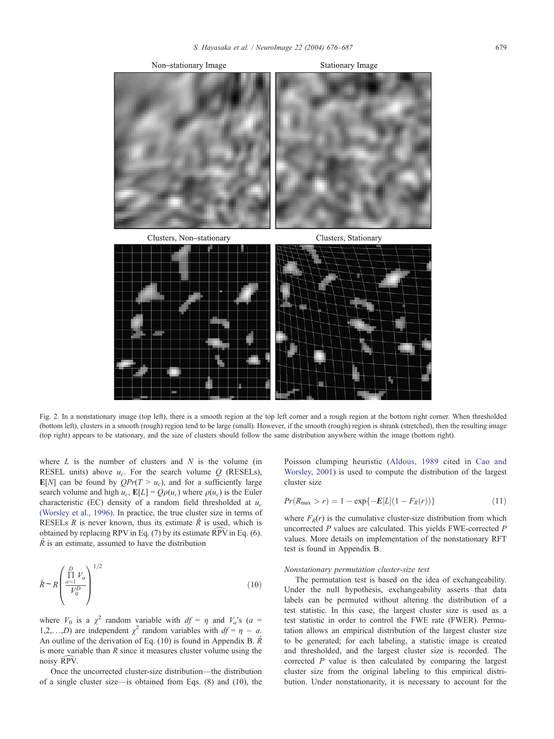Fig. 2. In a nonstationary image (top left), there is a smooth region at the top left corner and a rough region at the bottom right corner. When thresholded (bottom left), clusters in a smooth (rough) region tend to be large (small). However, if the smooth (rough) region is shrank (stretched), then the resulting image (top right) appears to be stationary, and the size of clusters should follow the same distribution anywhere within the image (bottom right).

where $L$ is the number of clusters and $N$ is the volume (in RESEL units) above $u_c$. For the search volume $Q$ (RESELs), $\mathbf{E}[N]$ can be found by $QPr(T > u_c)$, and for a sufficiently large search volume and high $u_c$, $\mathbf{E}[L] = Q\rho(u_c)$ where $\rho(u_c)$ is the Euler characteristic (EC) density of a random field thresholded at $u_c$ (Worsley et al., 1996). In practice, the true cluster size in terms of RESELs $R$ is never known, thus its estimate $\hat{R}$ is used, which is obtained by replacing RPV in Eq. (7) by its estimate $\widehat{\text{RPV}}$ in Eq. (6). $\hat{R}$ is an estimate, assumed to have the distribution

$$\hat{R} \sim R \left( \frac{\prod_{a=1}^{D} V_a}{V_0^D} \right)^{1/2} \tag{10}$$

where $V_0$ is a $\chi^2$ random variable with $df = \eta$ and $V_a$'s ($a = 1,2,\ldots,D$) are independent $\chi^2$ random variables with $df = \eta - a$. An outline of the derivation of Eq. (10) is found in Appendix B. $\hat{R}$ is more variable than $R$ since it measures cluster volume using the noisy $\widehat{\text{RPV}}$.

Once the uncorrected cluster-size distribution—the distribution of a single cluster size—is obtained from Eqs. (8) and (10), the Poisson clumping heuristic (Aldous, 1989 cited in Cao and Worsley, 2001) is used to compute the distribution of the largest cluster size

$$Pr(R_{\max} > r) = 1 - \exp\{-\boldsymbol{E}[L](1 - F_R(r))\} \tag{11}$$

where $F_R(r)$ is the cumulative cluster-size distribution from which uncorrected $P$ values are calculated. This yields FWE-corrected $P$ values. More details on implementation of the nonstationary RFT test is found in Appendix B.

### *Nonstationary permutation cluster-size test*

The permutation test is based on the idea of exchangeability. Under the null hypothesis, exchangeability asserts that data labels can be permuted without altering the distribution of a test statistic. In this case, the largest cluster size is used as a test statistic in order to control the FWE rate (FWER). Permutation allows an empirical distribution of the largest cluster size to be generated; for each labeling, a statistic image is created and thresholded, and the largest cluster size is recorded. The corrected $P$ value is then calculated by comparing the largest cluster size from the original labeling to this empirical distribution. Under nonstationarity, it is necessary to account for the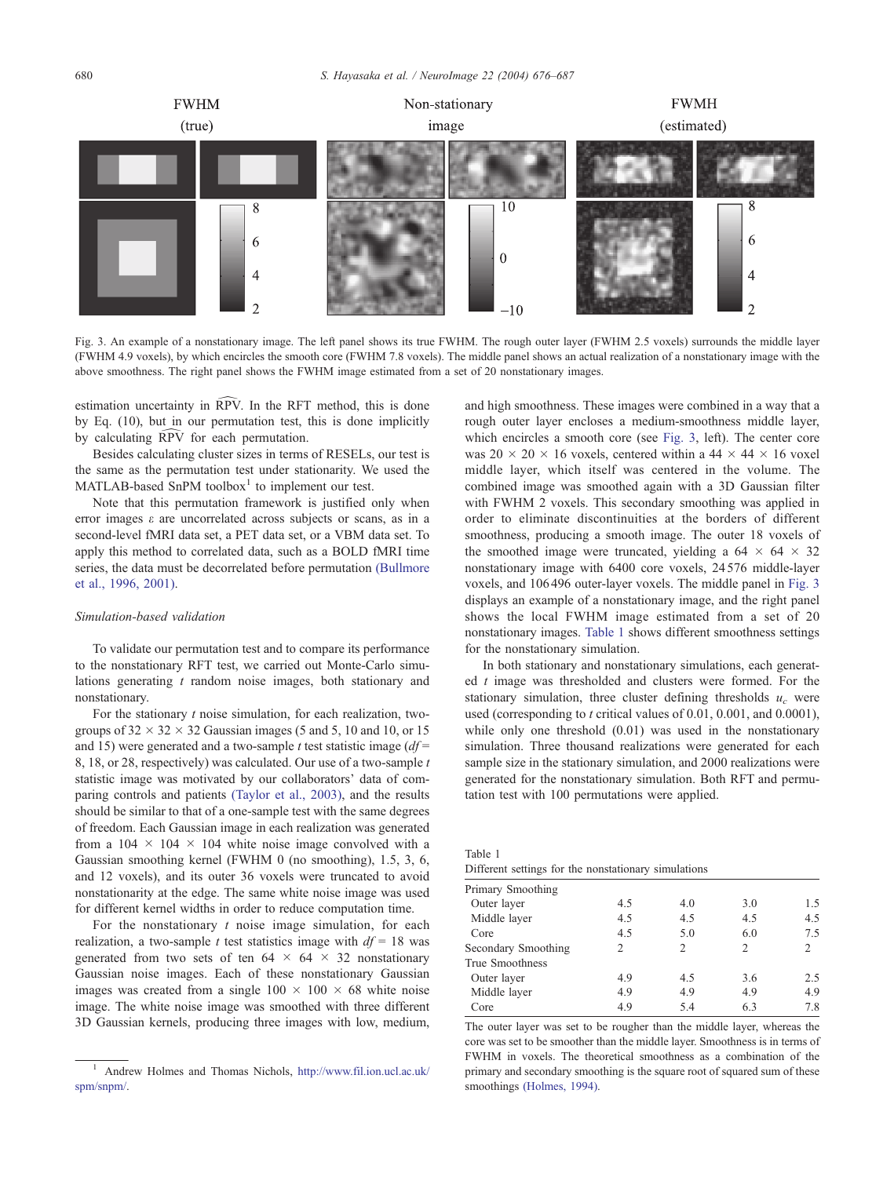FWHM (true) | Non-stationary image | FWMH (estimated)

Fig. 3. An example of a nonstationary image. The left panel shows its true FWHM. The rough outer layer (FWHM 2.5 voxels) surrounds the middle layer (FWHM 4.9 voxels), by which encircles the smooth core (FWHM 7.8 voxels). The middle panel shows an actual realization of a nonstationary image with the above smoothness. The right panel shows the FWHM image estimated from a set of 20 nonstationary images.

estimation uncertainty in $\widehat{\text{RPV}}$. In the RFT method, this is done by Eq. (10), but in our permutation test, this is done implicitly by calculating $\widehat{\text{RPV}}$ for each permutation.

Besides calculating cluster sizes in terms of RESELs, our test is the same as the permutation test under stationarity. We used the MATLAB-based SnPM toolbox[1] to implement our test.

Note that this permutation framework is justified only when error images $\varepsilon$ are uncorrelated across subjects or scans, as in a second-level fMRI data set, a PET data set, or a VBM data set. To apply this method to correlated data, such as a BOLD fMRI time series, the data must be decorrelated before permutation (Bullmore et al., 1996, 2001).

*Simulation-based validation*

To validate our permutation test and to compare its performance to the nonstationary RFT test, we carried out Monte-Carlo simulations generating $t$ random noise images, both stationary and nonstationary.

For the stationary $t$ noise simulation, for each realization, two-groups of $32 \times 32 \times 32$ Gaussian images (5 and 5, 10 and 10, or 15 and 15) were generated and a two-sample $t$ test statistic image ($df$ = 8, 18, or 28, respectively) was calculated. Our use of a two-sample $t$ statistic image was motivated by our collaborators' data of comparing controls and patients (Taylor et al., 2003), and the results should be similar to that of a one-sample test with the same degrees of freedom. Each Gaussian image in each realization was generated from a $104 \times 104 \times 104$ white noise image convolved with a Gaussian smoothing kernel (FWHM 0 (no smoothing), 1.5, 3, 6, and 12 voxels), and its outer 36 voxels were truncated to avoid nonstationarity at the edge. The same white noise image was used for different kernel widths in order to reduce computation time.

For the nonstationary $t$ noise image simulation, for each realization, a two-sample $t$ test statistics image with $df$ = 18 was generated from two sets of ten $64 \times 64 \times 32$ nonstationary Gaussian noise images. Each of these nonstationary Gaussian images was created from a single $100 \times 100 \times 68$ white noise image. The white noise image was smoothed with three different 3D Gaussian kernels, producing three images with low, medium, and high smoothness. These images were combined in a way that a rough outer layer encloses a medium-smoothness middle layer, which encircles a smooth core (see Fig. 3, left). The center core was $20 \times 20 \times 16$ voxels, centered within a $44 \times 44 \times 16$ voxel middle layer, which itself was centered in the volume. The combined image was smoothed again with a 3D Gaussian filter with FWHM 2 voxels. This secondary smoothing was applied in order to eliminate discontinuities at the borders of different smoothness, producing a smooth image. The outer 18 voxels of the smoothed image were truncated, yielding a $64 \times 64 \times 32$ nonstationary image with 6400 core voxels, 24576 middle-layer voxels, and 106496 outer-layer voxels. The middle panel in Fig. 3 displays an example of a nonstationary image, and the right panel shows the local FWHM image estimated from a set of 20 nonstationary images. Table 1 shows different smoothness settings for the nonstationary simulation.

In both stationary and nonstationary simulations, each generated $t$ image was thresholded and clusters were formed. For the stationary simulation, three cluster defining thresholds $u_c$ were used (corresponding to $t$ critical values of 0.01, 0.001, and 0.0001), while only one threshold (0.01) was used in the nonstationary simulation. Three thousand realizations were generated for each sample size in the stationary simulation, and 2000 realizations were generated for the nonstationary simulation. Both RFT and permutation test with 100 permutations were applied.

Table 1
Different settings for the nonstationary simulations

| | | | | |
|---|---|---|---|---|
| Primary Smoothing | | | | |
| Outer layer | 4.5 | 4.0 | 3.0 | 1.5 |
| Middle layer | 4.5 | 4.5 | 4.5 | 4.5 |
| Core | 4.5 | 5.0 | 6.0 | 7.5 |
| Secondary Smoothing | 2 | 2 | 2 | 2 |
| True Smoothness | | | | |
| Outer layer | 4.9 | 4.5 | 3.6 | 2.5 |
| Middle layer | 4.9 | 4.9 | 4.9 | 4.9 |
| Core | 4.9 | 5.4 | 6.3 | 7.8 |

The outer layer was set to be rougher than the middle layer, whereas the core was set to be smoother than the middle layer. Smoothness is in terms of FWHM in voxels. The theoretical smoothness as a combination of the primary and secondary smoothing is the square root of squared sum of these smoothings (Holmes, 1994).

[1] Andrew Holmes and Thomas Nichols, http://www.fil.ion.ucl.ac.uk/spm/snpm/.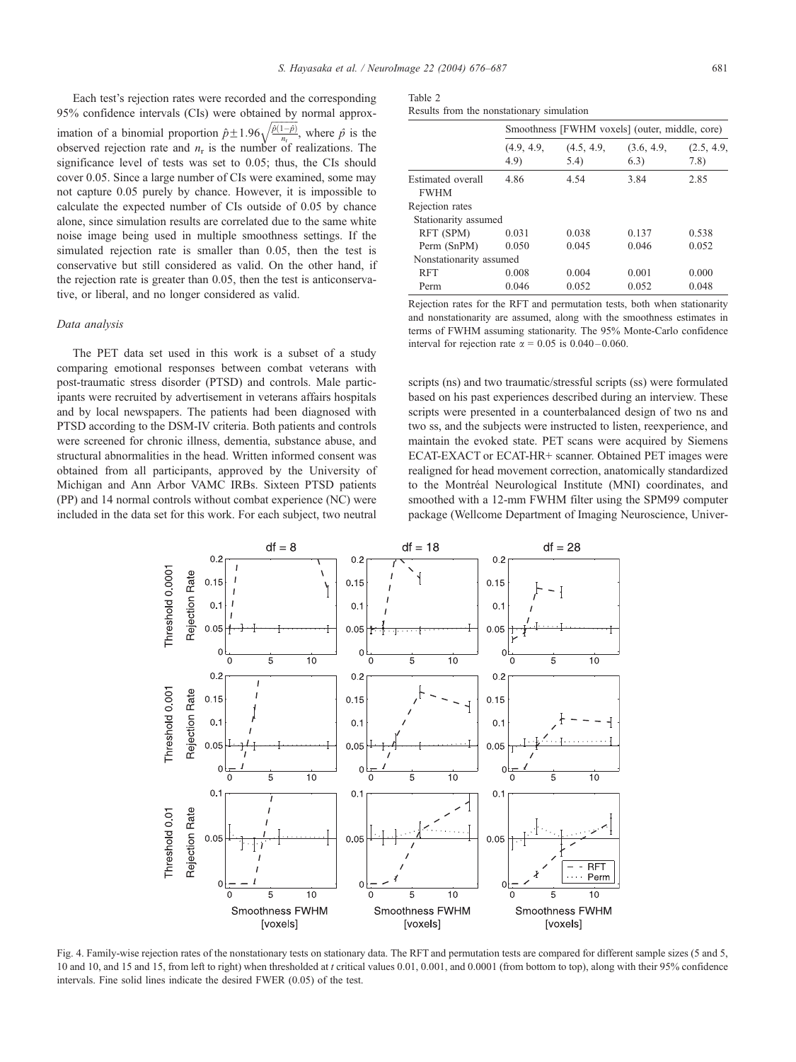Each test's rejection rates were recorded and the corresponding 95% confidence intervals (CIs) were obtained by normal approximation of a binomial proportion $\hat{p} \pm 1.96\sqrt{\frac{\hat{p}(1-\hat{p})}{n_r}}$, where $\hat{p}$ is the observed rejection rate and $n_r$ is the number of realizations. The significance level of tests was set to 0.05; thus, the CIs should cover 0.05. Since a large number of CIs were examined, some may not capture 0.05 purely by chance. However, it is impossible to calculate the expected number of CIs outside of 0.05 by chance alone, since simulation results are correlated due to the same white noise image being used in multiple smoothness settings. If the simulated rejection rate is smaller than 0.05, then the test is conservative but still considered as valid. On the other hand, if the rejection rate is greater than 0.05, then the test is anticonservative, or liberal, and no longer considered as valid.

### Data analysis

The PET data set used in this work is a subset of a study comparing emotional responses between combat veterans with post-traumatic stress disorder (PTSD) and controls. Male participants were recruited by advertisement in veterans affairs hospitals and by local newspapers. The patients had been diagnosed with PTSD according to the DSM-IV criteria. Both patients and controls were screened for chronic illness, dementia, substance abuse, and structural abnormalities in the head. Written informed consent was obtained from all participants, approved by the University of Michigan and Ann Arbor VAMC IRBs. Sixteen PTSD patients (PP) and 14 normal controls without combat experience (NC) were included in the data set for this work. For each subject, two neutral scripts (ns) and two traumatic/stressful scripts (ss) were formulated based on his past experiences described during an interview. These scripts were presented in a counterbalanced design of two ns and two ss, and the subjects were instructed to listen, reexperience, and maintain the evoked state. PET scans were acquired by Siemens ECAT-EXACT or ECAT-HR+ scanner. Obtained PET images were realigned for head movement correction, anatomically standardized to the Montréal Neurological Institute (MNI) coordinates, and smoothed with a 12-mm FWHM filter using the SPM99 computer package (Wellcome Department of Imaging Neuroscience, Univer-

Table 2
Results from the nonstationary simulation

| | Smoothness [FWHM voxels] (outer, middle, core) | | | |
|---|---|---|---|---|
| | (4.9, 4.9, 4.9) | (4.5, 4.9, 5.4) | (3.6, 4.9, 6.3) | (2.5, 4.9, 7.8) |
| Estimated overall FWHM | 4.86 | 4.54 | 3.84 | 2.85 |
| Rejection rates | | | | |
| Stationarity assumed | | | | |
| RFT (SPM) | 0.031 | 0.038 | 0.137 | 0.538 |
| Perm (SnPM) | 0.050 | 0.045 | 0.046 | 0.052 |
| Nonstationarity assumed | | | | |
| RFT | 0.008 | 0.004 | 0.001 | 0.000 |
| Perm | 0.046 | 0.052 | 0.052 | 0.048 |

Rejection rates for the RFT and permutation tests, both when stationarity and nonstationarity are assumed, along with the smoothness estimates in terms of FWHM assuming stationarity. The 95% Monte-Carlo confidence interval for rejection rate $\alpha = 0.05$ is 0.040–0.060.

Fig. 4. Family-wise rejection rates of the nonstationary tests on stationary data. The RFT and permutation tests are compared for different sample sizes (5 and 5, 10 and 10, and 15 and 15, from left to right) when thresholded at $t$ critical values 0.01, 0.001, and 0.0001 (from bottom to top), along with their 95% confidence intervals. Fine solid lines indicate the desired FWER (0.05) of the test.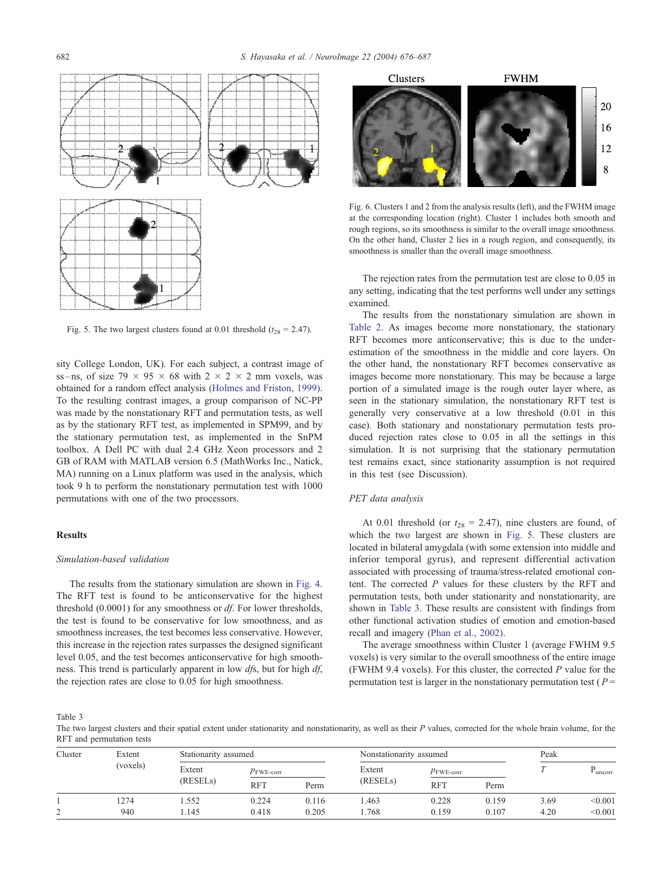Fig. 5. The two largest clusters found at 0.01 threshold ($t_{28}$ = 2.47).

sity College London, UK). For each subject, a contrast image of ss–ns, of size 79 × 95 × 68 with 2 × 2 × 2 mm voxels, was obtained for a random effect analysis (Holmes and Friston, 1999). To the resulting contrast images, a group comparison of NC-PP was made by the nonstationary RFT and permutation tests, as well as by the stationary RFT test, as implemented in SPM99, and by the stationary permutation test, as implemented in the SnPM toolbox. A Dell PC with dual 2.4 GHz Xeon processors and 2 GB of RAM with MATLAB version 6.5 (MathWorks Inc., Natick, MA) running on a Linux platform was used in the analysis, which took 9 h to perform the nonstationary permutation test with 1000 permutations with one of the two processors.

## Results

### *Simulation-based validation*

The results from the stationary simulation are shown in Fig. 4. The RFT test is found to be anticonservative for the highest threshold (0.0001) for any smoothness or *df*. For lower thresholds, the test is found to be conservative for low smoothness, and as smoothness increases, the test becomes less conservative. However, this increase in the rejection rates surpasses the designed significant level 0.05, and the test becomes anticonservative for high smoothness. This trend is particularly apparent in low *df*s, but for high *df*, the rejection rates are close to 0.05 for high smoothness.

Fig. 6. Clusters 1 and 2 from the analysis results (left), and the FWHM image at the corresponding location (right). Cluster 1 includes both smooth and rough regions, so its smoothness is similar to the overall image smoothness. On the other hand, Cluster 2 lies in a rough region, and consequently, its smoothness is smaller than the overall image smoothness.

The rejection rates from the permutation test are close to 0.05 in any setting, indicating that the test performs well under any settings examined.

The results from the nonstationary simulation are shown in Table 2. As images become more nonstationary, the stationary RFT becomes more anticonservative; this is due to the underestimation of the smoothness in the middle and core layers. On the other hand, the nonstationary RFT becomes conservative as images become more nonstationary. This may be because a large portion of a simulated image is the rough outer layer where, as seen in the stationary simulation, the nonstationary RFT test is generally very conservative at a low threshold (0.01 in this case). Both stationary and nonstationary permutation tests produced rejection rates close to 0.05 in all the settings in this simulation. It is not surprising that the stationary permutation test remains exact, since stationarity assumption is not required in this test (see Discussion).

### *PET data analysis*

At 0.01 threshold (or $t_{28}$ = 2.47), nine clusters are found, of which the two largest are shown in Fig. 5. These clusters are located in bilateral amygdala (with some extension into middle and inferior temporal gyrus), and represent differential activation associated with processing of trauma/stress-related emotional content. The corrected *P* values for these clusters by the RFT and permutation tests, both under stationarity and nonstationarity, are shown in Table 3. These results are consistent with findings from other functional activation studies of emotion and emotion-based recall and imagery (Phan et al., 2002).

The average smoothness within Cluster 1 (average FWHM 9.5 voxels) is very similar to the overall smoothness of the entire image (FWHM 9.4 voxels). For this cluster, the corrected *P* value for the permutation test is larger in the nonstationary permutation test (*P* =

Table 3
The two largest clusters and their spatial extent under stationarity and nonstationarity, as well as their *P* values, corrected for the whole brain volume, for the RFT and permutation tests

| Cluster | Extent (voxels) | Stationarity assumed | | | Nonstationarity assumed | | | Peak | |
|---|---|---|---|---|---|---|---|---|---|
| | | Extent (RESELs) | $p_{\text{FWE-corr}}$ | | Extent (RESELs) | $p_{\text{FWE-corr}}$ | | $T$ | $P_{\text{uncorr}}$ |
| | | | RFT | Perm | | RFT | Perm | | |
| 1 | 1274 | 1.552 | 0.224 | 0.116 | 1.463 | 0.228 | 0.159 | 3.69 | <0.001 |
| 2 | 940 | 1.145 | 0.418 | 0.205 | 1.768 | 0.159 | 0.107 | 4.20 | <0.001 |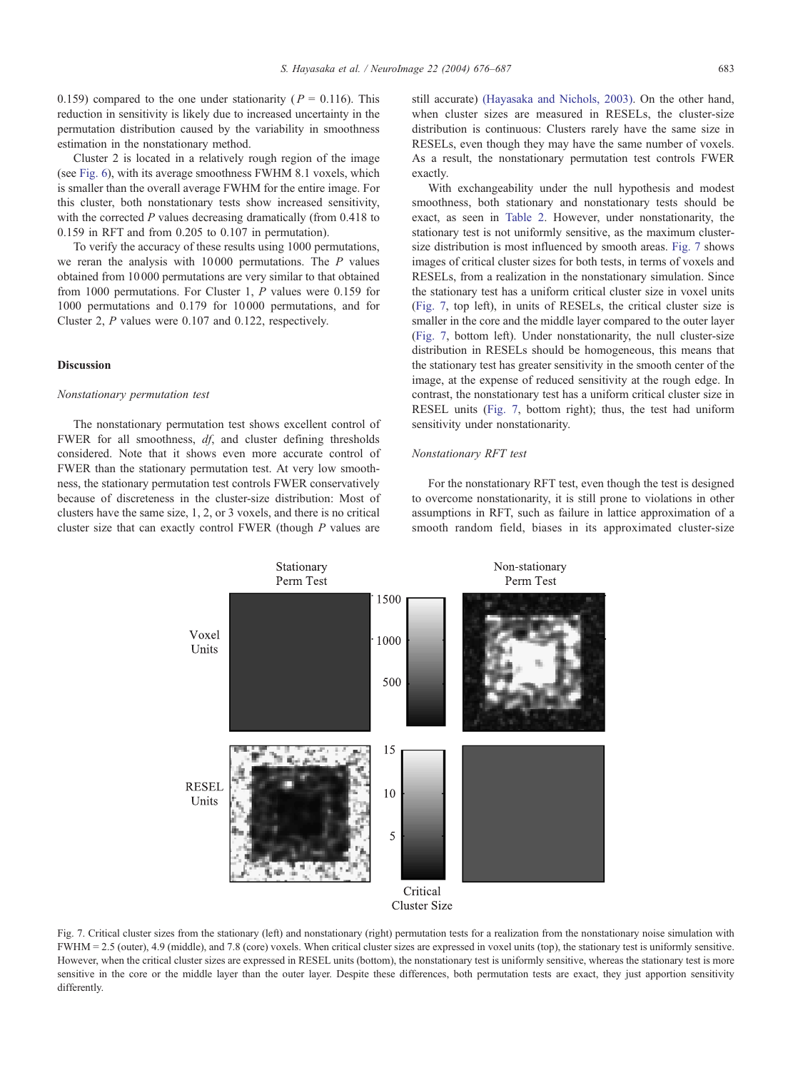0.159) compared to the one under stationarity ($P$ = 0.116). This reduction in sensitivity is likely due to increased uncertainty in the permutation distribution caused by the variability in smoothness estimation in the nonstationary method.

Cluster 2 is located in a relatively rough region of the image (see Fig. 6), with its average smoothness FWHM 8.1 voxels, which is smaller than the overall average FWHM for the entire image. For this cluster, both nonstationary tests show increased sensitivity, with the corrected $P$ values decreasing dramatically (from 0.418 to 0.159 in RFT and from 0.205 to 0.107 in permutation).

To verify the accuracy of these results using 1000 permutations, we reran the analysis with 10 000 permutations. The $P$ values obtained from 10 000 permutations are very similar to that obtained from 1000 permutations. For Cluster 1, $P$ values were 0.159 for 1000 permutations and 0.179 for 10 000 permutations, and for Cluster 2, $P$ values were 0.107 and 0.122, respectively.

## Discussion

### *Nonstationary permutation test*

The nonstationary permutation test shows excellent control of FWER for all smoothness, *df*, and cluster defining thresholds considered. Note that it shows even more accurate control of FWER than the stationary permutation test. At very low smoothness, the stationary permutation test controls FWER conservatively because of discreteness in the cluster-size distribution: Most of clusters have the same size, 1, 2, or 3 voxels, and there is no critical cluster size that can exactly control FWER (though $P$ values are still accurate) (Hayasaka and Nichols, 2003). On the other hand, when cluster sizes are measured in RESELs, the cluster-size distribution is continuous: Clusters rarely have the same size in RESELs, even though they may have the same number of voxels. As a result, the nonstationary permutation test controls FWER exactly.

With exchangeability under the null hypothesis and modest smoothness, both stationary and nonstationary tests should be exact, as seen in Table 2. However, under nonstationarity, the stationary test is not uniformly sensitive, as the maximum cluster-size distribution is most influenced by smooth areas. Fig. 7 shows images of critical cluster sizes for both tests, in terms of voxels and RESELs, from a realization in the nonstationary simulation. Since the stationary test has a uniform critical cluster size in voxel units (Fig. 7, top left), in units of RESELs, the critical cluster size is smaller in the core and the middle layer compared to the outer layer (Fig. 7, bottom left). Under nonstationarity, the null cluster-size distribution in RESELs should be homogeneous, this means that the stationary test has greater sensitivity in the smooth center of the image, at the expense of reduced sensitivity at the rough edge. In contrast, the nonstationary test has a uniform critical cluster size in RESEL units (Fig. 7, bottom right); thus, the test had uniform sensitivity under nonstationarity.

### *Nonstationary RFT test*

For the nonstationary RFT test, even though the test is designed to overcome nonstationarity, it is still prone to violations in other assumptions in RFT, such as failure in lattice approximation of a smooth random field, biases in its approximated cluster-size

Fig. 7. Critical cluster sizes from the stationary (left) and nonstationary (right) permutation tests for a realization from the nonstationary noise simulation with FWHM = 2.5 (outer), 4.9 (middle), and 7.8 (core) voxels. When critical cluster sizes are expressed in voxel units (top), the stationary test is uniformly sensitive. However, when the critical cluster sizes are expressed in RESEL units (bottom), the nonstationary test is uniformly sensitive, whereas the stationary test is more sensitive in the core or the middle layer than the outer layer. Despite these differences, both permutation tests are exact, they just apportion sensitivity differently.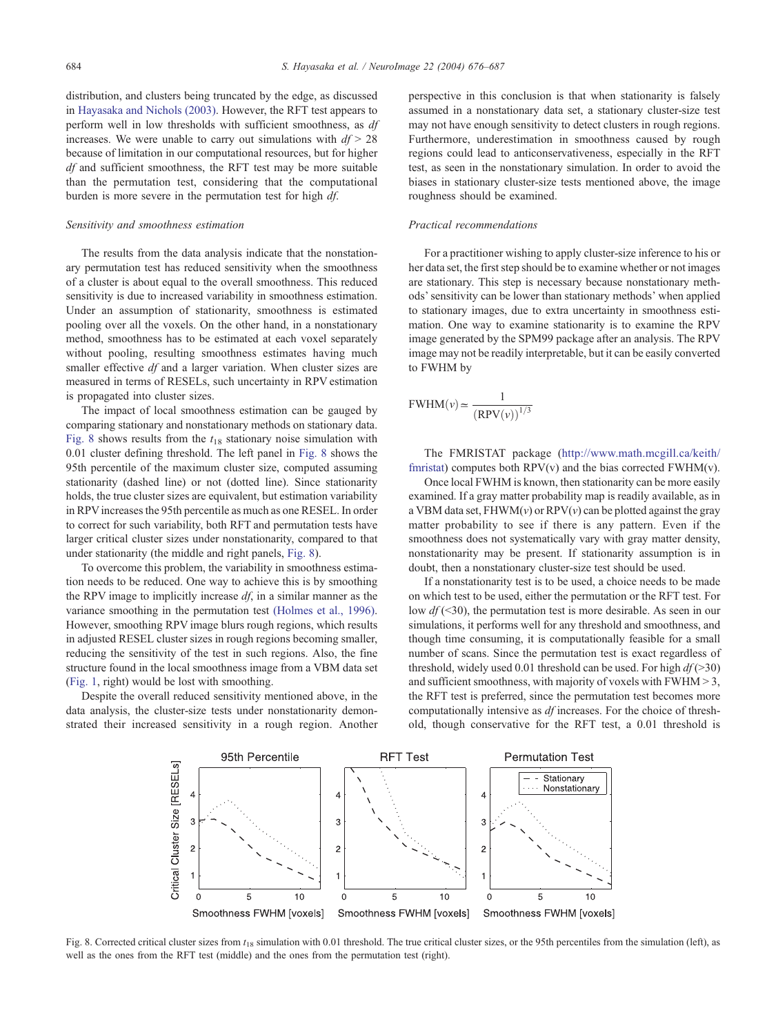distribution, and clusters being truncated by the edge, as discussed in Hayasaka and Nichols (2003). However, the RFT test appears to perform well in low thresholds with sufficient smoothness, as *df* increases. We were unable to carry out simulations with $df > 28$ because of limitation in our computational resources, but for higher *df* and sufficient smoothness, the RFT test may be more suitable than the permutation test, considering that the computational burden is more severe in the permutation test for high *df*.

### *Sensitivity and smoothness estimation*

The results from the data analysis indicate that the nonstationary permutation test has reduced sensitivity when the smoothness of a cluster is about equal to the overall smoothness. This reduced sensitivity is due to increased variability in smoothness estimation. Under an assumption of stationarity, smoothness is estimated pooling over all the voxels. On the other hand, in a nonstationary method, smoothness has to be estimated at each voxel separately without pooling, resulting smoothness estimates having much smaller effective *df* and a larger variation. When cluster sizes are measured in terms of RESELs, such uncertainty in RPV estimation is propagated into cluster sizes.

The impact of local smoothness estimation can be gauged by comparing stationary and nonstationary methods on stationary data. Fig. 8 shows results from the $t_{18}$ stationary noise simulation with 0.01 cluster defining threshold. The left panel in Fig. 8 shows the 95th percentile of the maximum cluster size, computed assuming stationarity (dashed line) or not (dotted line). Since stationarity holds, the true cluster sizes are equivalent, but estimation variability in RPV increases the 95th percentile as much as one RESEL. In order to correct for such variability, both RFT and permutation tests have larger critical cluster sizes under nonstationarity, compared to that under stationarity (the middle and right panels, Fig. 8).

To overcome this problem, the variability in smoothness estimation needs to be reduced. One way to achieve this is by smoothing the RPV image to implicitly increase *df*, in a similar manner as the variance smoothing in the permutation test (Holmes et al., 1996). However, smoothing RPV image blurs rough regions, which results in adjusted RESEL cluster sizes in rough regions becoming smaller, reducing the sensitivity of the test in such regions. Also, the fine structure found in the local smoothness image from a VBM data set (Fig. 1, right) would be lost with smoothing.

Despite the overall reduced sensitivity mentioned above, in the data analysis, the cluster-size tests under nonstationarity demonstrated their increased sensitivity in a rough region. Another perspective in this conclusion is that when stationarity is falsely assumed in a nonstationary data set, a stationary cluster-size test may not have enough sensitivity to detect clusters in rough regions. Furthermore, underestimation in smoothness caused by rough regions could lead to anticonservativeness, especially in the RFT test, as seen in the nonstationary simulation. In order to avoid the biases in stationary cluster-size tests mentioned above, the image roughness should be examined.

### *Practical recommendations*

For a practitioner wishing to apply cluster-size inference to his or her data set, the first step should be to examine whether or not images are stationary. This step is necessary because nonstationary methods' sensitivity can be lower than stationary methods' when applied to stationary images, due to extra uncertainty in smoothness estimation. One way to examine stationarity is to examine the RPV image generated by the SPM99 package after an analysis. The RPV image may not be readily interpretable, but it can be easily converted to FWHM by

$$\mathrm{FWHM}(v) \simeq \frac{1}{(\mathrm{RPV}(v))^{1/3}}$$

The FMRISTAT package (http://www.math.mcgill.ca/keith/fmristat) computes both RPV(v) and the bias corrected FWHM(v).

Once local FWHM is known, then stationarity can be more easily examined. If a gray matter probability map is readily available, as in a VBM data set, FHWM($v$) or RPV($v$) can be plotted against the gray matter probability to see if there is any pattern. Even if the smoothness does not systematically vary with gray matter density, nonstationarity may be present. If stationarity assumption is in doubt, then a nonstationary cluster-size test should be used.

If a nonstationarity test is to be used, a choice needs to be made on which test to be used, either the permutation or the RFT test. For low *df* (<30), the permutation test is more desirable. As seen in our simulations, it performs well for any threshold and smoothness, and though time consuming, it is computationally feasible for a small number of scans. Since the permutation test is exact regardless of threshold, widely used 0.01 threshold can be used. For high *df* (>30) and sufficient smoothness, with majority of voxels with FWHM > 3, the RFT test is preferred, since the permutation test becomes more computationally intensive as *df* increases. For the choice of threshold, though conservative for the RFT test, a 0.01 threshold is

Fig. 8. Corrected critical cluster sizes from $t_{18}$ simulation with 0.01 threshold. The true critical cluster sizes, or the 95th percentiles from the simulation (left), as well as the ones from the RFT test (middle) and the ones from the permutation test (right).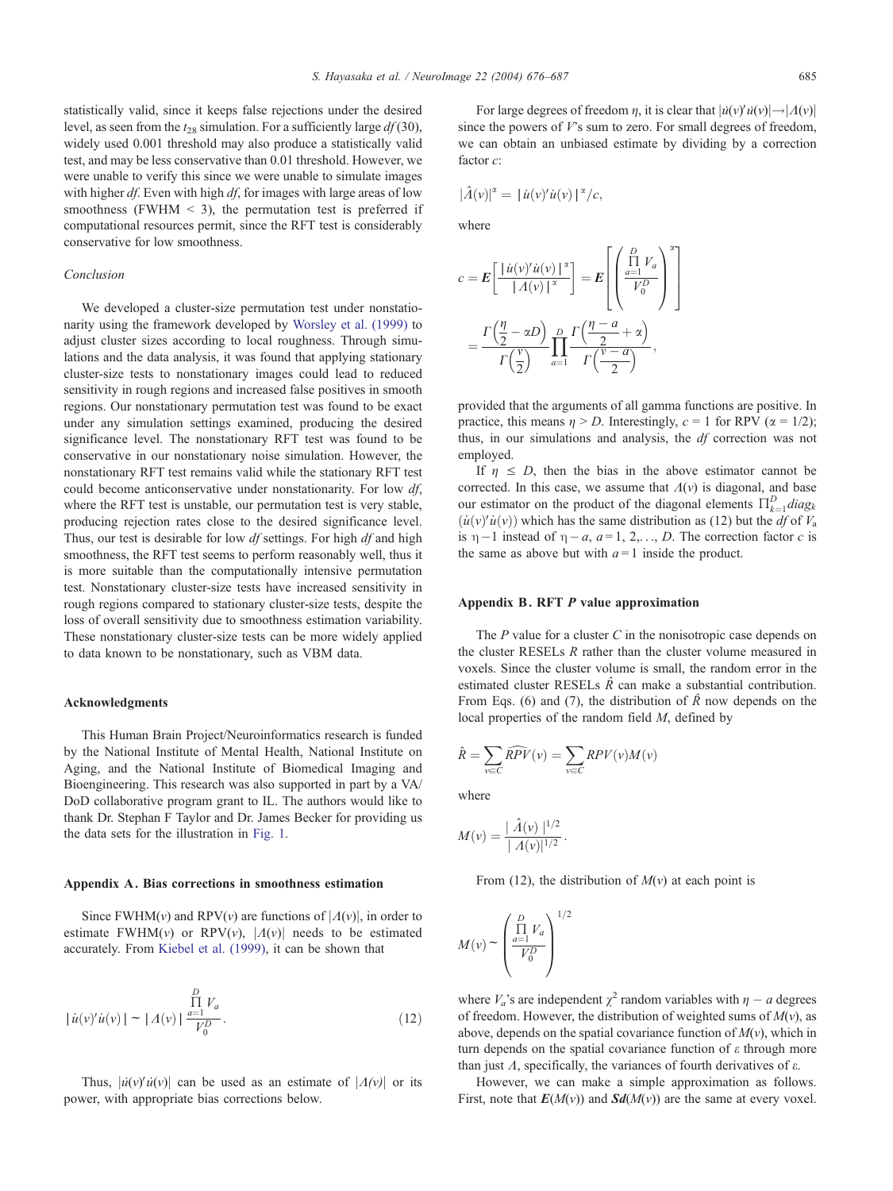statistically valid, since it keeps false rejections under the desired level, as seen from the $t_{28}$ simulation. For a sufficiently large *df* (30), widely used 0.001 threshold may also produce a statistically valid test, and may be less conservative than 0.01 threshold. However, we were unable to verify this since we were unable to simulate images with higher *df*. Even with high *df*, for images with large areas of low smoothness (FWHM < 3), the permutation test is preferred if computational resources permit, since the RFT test is considerably conservative for low smoothness.

## Conclusion

We developed a cluster-size permutation test under nonstationarity using the framework developed by Worsley et al. (1999) to adjust cluster sizes according to local roughness. Through simulations and the data analysis, it was found that applying stationary cluster-size tests to nonstationary images could lead to reduced sensitivity in rough regions and increased false positives in smooth regions. Our nonstationary permutation test was found to be exact under any simulation settings examined, producing the desired significance level. The nonstationary RFT test was found to be conservative in our nonstationary noise simulation. However, the nonstationary RFT test remains valid while the stationary RFT test could become anticonservative under nonstationarity. For low *df*, where the RFT test is unstable, our permutation test is very stable, producing rejection rates close to the desired significance level. Thus, our test is desirable for low *df* settings. For high *df* and high smoothness, the RFT test seems to perform reasonably well, thus it is more suitable than the computationally intensive permutation test. Nonstationary cluster-size tests have increased sensitivity in rough regions compared to stationary cluster-size tests, despite the loss of overall sensitivity due to smoothness estimation variability. These nonstationary cluster-size tests can be more widely applied to data known to be nonstationary, such as VBM data.

## Acknowledgments

This Human Brain Project/Neuroinformatics research is funded by the National Institute of Mental Health, National Institute on Aging, and the National Institute of Biomedical Imaging and Bioengineering. This research was also supported in part by a VA/DoD collaborative program grant to IL. The authors would like to thank Dr. Stephan F Taylor and Dr. James Becker for providing us the data sets for the illustration in Fig. 1.

## Appendix A. Bias corrections in smoothness estimation

Since FWHM($v$) and RPV($v$) are functions of $|\Lambda(v)|$, in order to estimate FWHM($v$) or RPV($v$), $|\Lambda(v)|$ needs to be estimated accurately. From Kiebel et al. (1999), it can be shown that

$$|\dot{u}(v)'\dot{u}(v)| \sim |\Lambda(v)| \frac{\prod_{a=1}^{D} V_a}{V_0^D}. \quad (12)$$

Thus, $|\dot{u}(v)'\dot{u}(v)|$ can be used as an estimate of $|\Lambda(v)|$ or its power, with appropriate bias corrections below.

For large degrees of freedom $\eta$, it is clear that $|\dot{u}(v)'\dot{u}(v)| \rightarrow |\Lambda(v)|$ since the powers of $V$'s sum to zero. For small degrees of freedom, we can obtain an unbiased estimate by dividing by a correction factor $c$:

$$|\hat{\Lambda}(v)|^{\alpha} = |\dot{u}(v)'\dot{u}(v)|^{\alpha}/c,$$

where

$$c = \boldsymbol{E}\left[\frac{|\dot{u}(v)'\dot{u}(v)|^{\alpha}}{|\Lambda(v)|^{\alpha}}\right] = \boldsymbol{E}\left[\left(\frac{\prod_{a=1}^{D} V_a}{V_0^D}\right)^{\alpha}\right]$$

$$= \frac{\Gamma\left(\frac{\eta}{2} - \alpha D\right)}{\Gamma\left(\frac{v}{2}\right)} \prod_{a=1}^{D} \frac{\Gamma\left(\frac{\eta - a}{2} + \alpha\right)}{\Gamma\left(\frac{v - a}{2}\right)},$$

provided that the arguments of all gamma functions are positive. In practice, this means $\eta > D$. Interestingly, $c = 1$ for RPV ($\alpha = 1/2$); thus, in our simulations and analysis, the *df* correction was not employed.

If $\eta \le D$, then the bias in the above estimator cannot be corrected. In this case, we assume that $\Lambda(v)$ is diagonal, and base our estimator on the product of the diagonal elements $\prod_{k=1}^{D} diag_k(\dot{u}(v)'\dot{u}(v))$ which has the same distribution as (12) but the *df* of $V_a$ is $\eta - 1$ instead of $\eta - a$, $a = 1, 2, \ldots, D$. The correction factor $c$ is the same as above but with $a = 1$ inside the product.

## Appendix B. RFT *P* value approximation

The *P* value for a cluster $C$ in the nonisotropic case depends on the cluster RESELs $R$ rather than the cluster volume measured in voxels. Since the cluster volume is small, the random error in the estimated cluster RESELs $\hat{R}$ can make a substantial contribution. From Eqs. (6) and (7), the distribution of $\hat{R}$ now depends on the local properties of the random field $M$, defined by

$$\hat{R} = \sum_{v \in C} \widehat{RPV}(v) = \sum_{v \in C} RPV(v) M(v)$$

where

$$M(v) = \frac{|\hat{\Lambda}(v)|^{1/2}}{|\Lambda(v)|^{1/2}}.$$

From (12), the distribution of $M(v)$ at each point is

$$M(v) \sim \left(\frac{\prod_{a=1}^{D} V_a}{V_0^D}\right)^{1/2}$$

where $V_a$'s are independent $\chi^2$ random variables with $\eta - a$ degrees of freedom. However, the distribution of weighted sums of $M(v)$, as above, depends on the spatial covariance function of $M(v)$, which in turn depends on the spatial covariance function of $\varepsilon$ through more than just $\Lambda$, specifically, the variances of fourth derivatives of $\varepsilon$.

However, we can make a simple approximation as follows. First, note that $\boldsymbol{E}(M(v))$ and $\boldsymbol{Sd}(M(v))$ are the same at every voxel.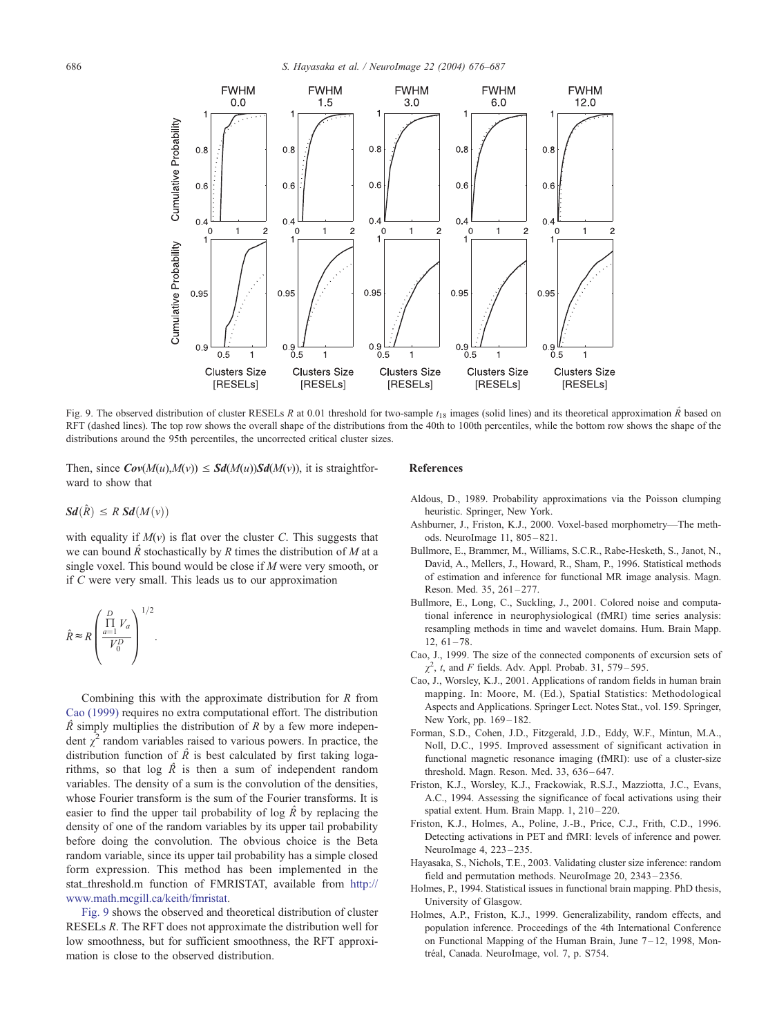Fig. 9. The observed distribution of cluster RESELs $R$ at 0.01 threshold for two-sample $t_{18}$ images (solid lines) and its theoretical approximation $\hat{R}$ based on RFT (dashed lines). The top row shows the overall shape of the distributions from the 40th to 100th percentiles, while the bottom row shows the shape of the distributions around the 95th percentiles, the uncorrected critical cluster sizes.

Then, since $\boldsymbol{Cov}(M(u),M(v)) \leq \boldsymbol{Sd}(M(u))\boldsymbol{Sd}(M(v))$, it is straightforward to show that

$$\boldsymbol{Sd}(\hat{R}) \leq R\,\boldsymbol{Sd}(M(v))$$

with equality if $M(v)$ is flat over the cluster $C$. This suggests that we can bound $\hat{R}$ stochastically by $R$ times the distribution of $M$ at a single voxel. This bound would be close if $M$ were very smooth, or if $C$ were very small. This leads us to our approximation

$$\hat{R} \approx R\left(\frac{\prod_{a=1}^{D} V_a}{V_0^D}\right)^{1/2}.$$

Combining this with the approximate distribution for $R$ from Cao (1999) requires no extra computational effort. The distribution $\hat{R}$ simply multiplies the distribution of $R$ by a few more independent $\chi^2$ random variables raised to various powers. In practice, the distribution function of $\hat{R}$ is best calculated by first taking logarithms, so that log $\hat{R}$ is then a sum of independent random variables. The density of a sum is the convolution of the densities, whose Fourier transform is the sum of the Fourier transforms. It is easier to find the upper tail probability of log $\hat{R}$ by replacing the density of one of the random variables by its upper tail probability before doing the convolution. The obvious choice is the Beta random variable, since its upper tail probability has a simple closed form expression. This method has been implemented in the stat_threshold.m function of FMRISTAT, available from http://www.math.mcgill.ca/keith/fmristat.

Fig. 9 shows the observed and theoretical distribution of cluster RESELs $R$. The RFT does not approximate the distribution well for low smoothness, but for sufficient smoothness, the RFT approximation is close to the observed distribution.

## References

Aldous, D., 1989. Probability approximations via the Poisson clumping heuristic. Springer, New York.

Ashburner, J., Friston, K.J., 2000. Voxel-based morphometry—The methods. NeuroImage 11, 805–821.

Bullmore, E., Brammer, M., Williams, S.C.R., Rabe-Hesketh, S., Janot, N., David, A., Mellers, J., Howard, R., Sham, P., 1996. Statistical methods of estimation and inference for functional MR image analysis. Magn. Reson. Med. 35, 261–277.

Bullmore, E., Long, C., Suckling, J., 2001. Colored noise and computational inference in neurophysiological (fMRI) time series analysis: resampling methods in time and wavelet domains. Hum. Brain Mapp. 12, 61–78.

Cao, J., 1999. The size of the connected components of excursion sets of $\chi^2$, $t$, and $F$ fields. Adv. Appl. Probab. 31, 579–595.

Cao, J., Worsley, K.J., 2001. Applications of random fields in human brain mapping. In: Moore, M. (Ed.), Spatial Statistics: Methodological Aspects and Applications. Springer Lect. Notes Stat., vol. 159. Springer, New York, pp. 169–182.

Forman, S.D., Cohen, J.D., Fitzgerald, J.D., Eddy, W.F., Mintun, M.A., Noll, D.C., 1995. Improved assessment of significant activation in functional magnetic resonance imaging (fMRI): use of a cluster-size threshold. Magn. Reson. Med. 33, 636–647.

Friston, K.J., Worsley, K.J., Frackowiak, R.S.J., Mazziotta, J.C., Evans, A.C., 1994. Assessing the significance of focal activations using their spatial extent. Hum. Brain Mapp. 1, 210–220.

Friston, K.J., Holmes, A., Poline, J.-B., Price, C.J., Frith, C.D., 1996. Detecting activations in PET and fMRI: levels of inference and power. NeuroImage 4, 223–235.

Hayasaka, S., Nichols, T.E., 2003. Validating cluster size inference: random field and permutation methods. NeuroImage 20, 2343–2356.

Holmes, P., 1994. Statistical issues in functional brain mapping. PhD thesis, University of Glasgow.

Holmes, A.P., Friston, K.J., 1999. Generalizability, random effects, and population inference. Proceedings of the 4th International Conference on Functional Mapping of the Human Brain, June 7–12, 1998, Montréal, Canada. NeuroImage, vol. 7, p. S754.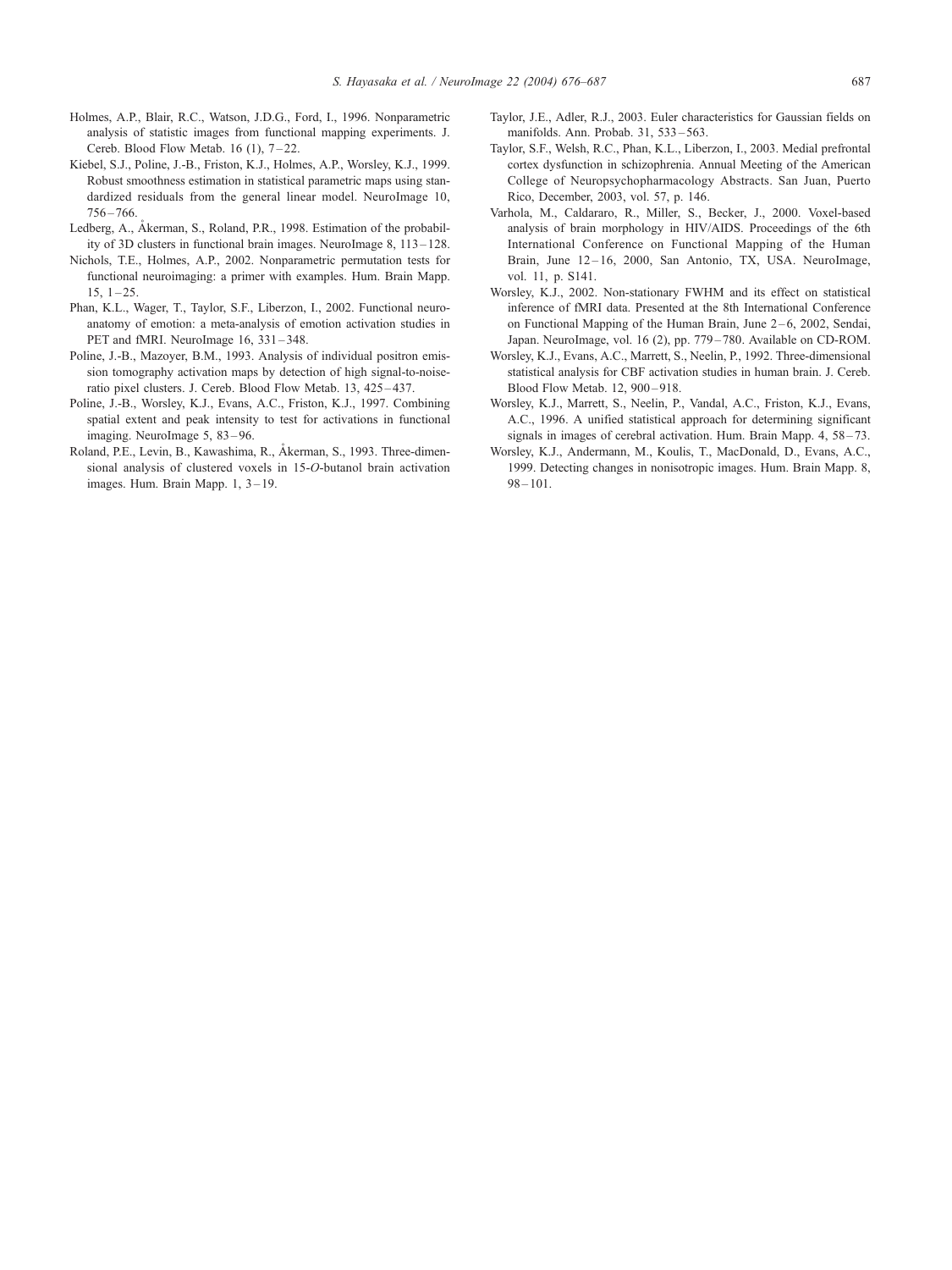Holmes, A.P., Blair, R.C., Watson, J.D.G., Ford, I., 1996. Nonparametric analysis of statistic images from functional mapping experiments. J. Cereb. Blood Flow Metab. 16 (1), 7–22.

Kiebel, S.J., Poline, J.-B., Friston, K.J., Holmes, A.P., Worsley, K.J., 1999. Robust smoothness estimation in statistical parametric maps using standardized residuals from the general linear model. NeuroImage 10, 756–766.

Ledberg, A., Åkerman, S., Roland, P.R., 1998. Estimation of the probability of 3D clusters in functional brain images. NeuroImage 8, 113–128.

Nichols, T.E., Holmes, A.P., 2002. Nonparametric permutation tests for functional neuroimaging: a primer with examples. Hum. Brain Mapp. 15, 1–25.

Phan, K.L., Wager, T., Taylor, S.F., Liberzon, I., 2002. Functional neuroanatomy of emotion: a meta-analysis of emotion activation studies in PET and fMRI. NeuroImage 16, 331–348.

Poline, J.-B., Mazoyer, B.M., 1993. Analysis of individual positron emission tomography activation maps by detection of high signal-to-noise-ratio pixel clusters. J. Cereb. Blood Flow Metab. 13, 425–437.

Poline, J.-B., Worsley, K.J., Evans, A.C., Friston, K.J., 1997. Combining spatial extent and peak intensity to test for activations in functional imaging. NeuroImage 5, 83–96.

Roland, P.E., Levin, B., Kawashima, R., Åkerman, S., 1993. Three-dimensional analysis of clustered voxels in 15-*O*-butanol brain activation images. Hum. Brain Mapp. 1, 3–19.

Taylor, J.E., Adler, R.J., 2003. Euler characteristics for Gaussian fields on manifolds. Ann. Probab. 31, 533–563.

Taylor, S.F., Welsh, R.C., Phan, K.L., Liberzon, I., 2003. Medial prefrontal cortex dysfunction in schizophrenia. Annual Meeting of the American College of Neuropsychopharmacology Abstracts. San Juan, Puerto Rico, December, 2003, vol. 57, p. 146.

Varhola, M., Caldararo, R., Miller, S., Becker, J., 2000. Voxel-based analysis of brain morphology in HIV/AIDS. Proceedings of the 6th International Conference on Functional Mapping of the Human Brain, June 12–16, 2000, San Antonio, TX, USA. NeuroImage, vol. 11, p. S141.

Worsley, K.J., 2002. Non-stationary FWHM and its effect on statistical inference of fMRI data. Presented at the 8th International Conference on Functional Mapping of the Human Brain, June 2–6, 2002, Sendai, Japan. NeuroImage, vol. 16 (2), pp. 779–780. Available on CD-ROM.

Worsley, K.J., Evans, A.C., Marrett, S., Neelin, P., 1992. Three-dimensional statistical analysis for CBF activation studies in human brain. J. Cereb. Blood Flow Metab. 12, 900–918.

Worsley, K.J., Marrett, S., Neelin, P., Vandal, A.C., Friston, K.J., Evans, A.C., 1996. A unified statistical approach for determining significant signals in images of cerebral activation. Hum. Brain Mapp. 4, 58–73.

Worsley, K.J., Andermann, M., Koulis, T., MacDonald, D., Evans, A.C., 1999. Detecting changes in nonisotropic images. Hum. Brain Mapp. 8, 98–101.